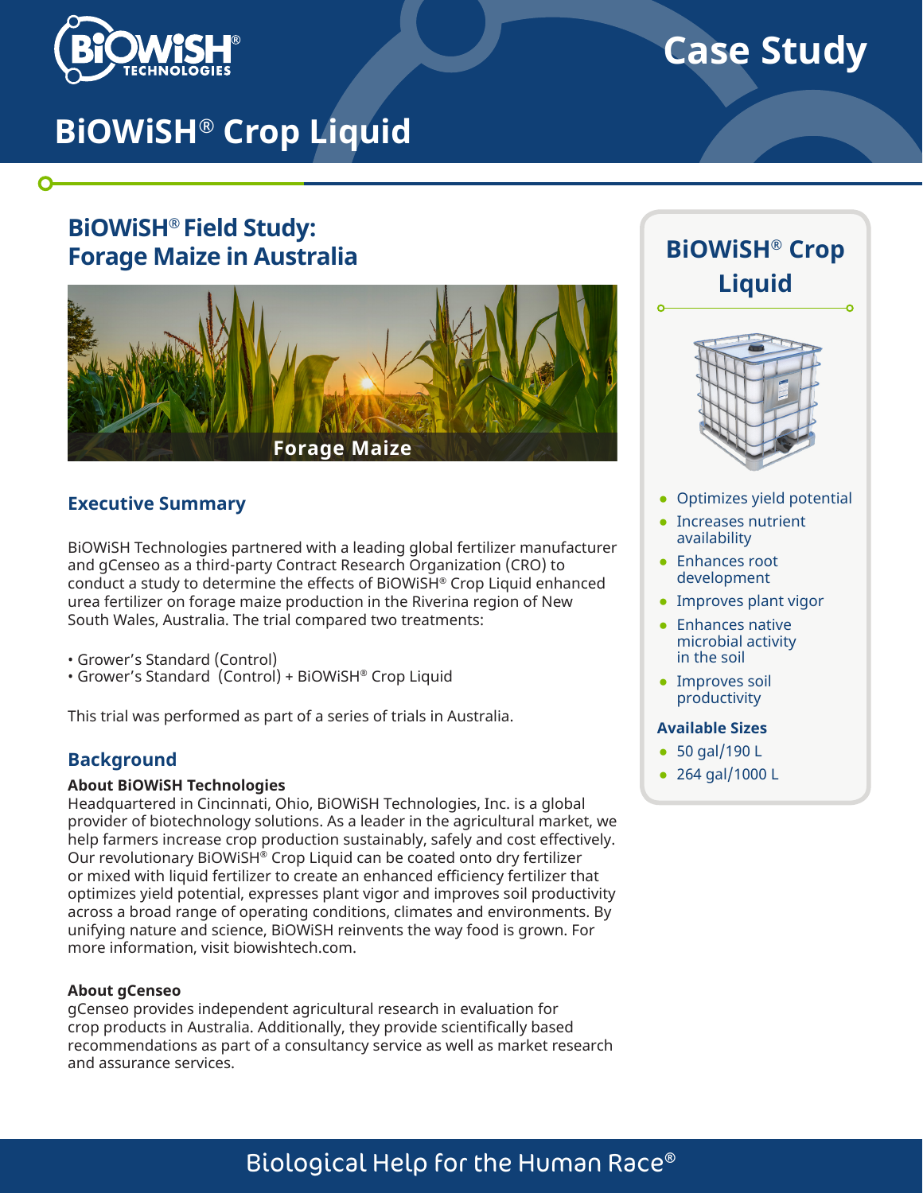# Case Study

# BiOWiSH® Crop Liquid

## BiOWiSH® Field Study: Forage Maize in Australia

Forage Maize

### Executive Summary

BiOWiSH Technologies partnered with a leading global fertilizer manufacturer and gCenseo as a third-party Contract Research Organization (CRO) to conduct a study to determine the effects of BiOWiSH® Crop Liquid enhanced urea fertilizer on forage maize production in the Riverina region of New South Wales, Australia. The trial compared two treatments:

- Grower's Standard (Control)
- Grower's Standard (Control) + BiOWiSH® Crop Liquid

This trial was performed as part of a series of trials in Australia.

### Background

**About BiOWiSH Technologies**

Headquartered in Cincinnati, Ohio, BiOWiSH Technologies, Inc. is a global provider of biotechnology solutions. As a leader in the agricultural market, we help farmers increase crop production sustainably, safely and cost effectively. Our revolutionary BiOWiSH® Crop Liquid can be coated onto dry fertilizer or mixed with liquid fertilizer to create an enhanced efficiency fertilizer that optimizes yield potential, expresses plant vigor and improves soil productivity across a broad range of operating conditions, climates and environments. By unifying nature and science, BiOWiSH reinvents the way food is grown. For more information, visit biowishtech.com.

**About gCenseo**

gCenseo provides independent agricultural research in evaluation for crop products in Australia. Additionally, they provide scientifically based recommendations as part of a consultancy service as well as market research and assurance services.

### BiOWiSH® Crop Liquid

- Optimizes yield potential
- Increases nutrient availability
- Enhances root development
- Improves plant vigor
- Enhances native microbial activity in the soil
- Improves soil productivity

**Available Sizes**

- 50 gal/190 L
- 264 gal/1000 L

Biological Help for the Human Race®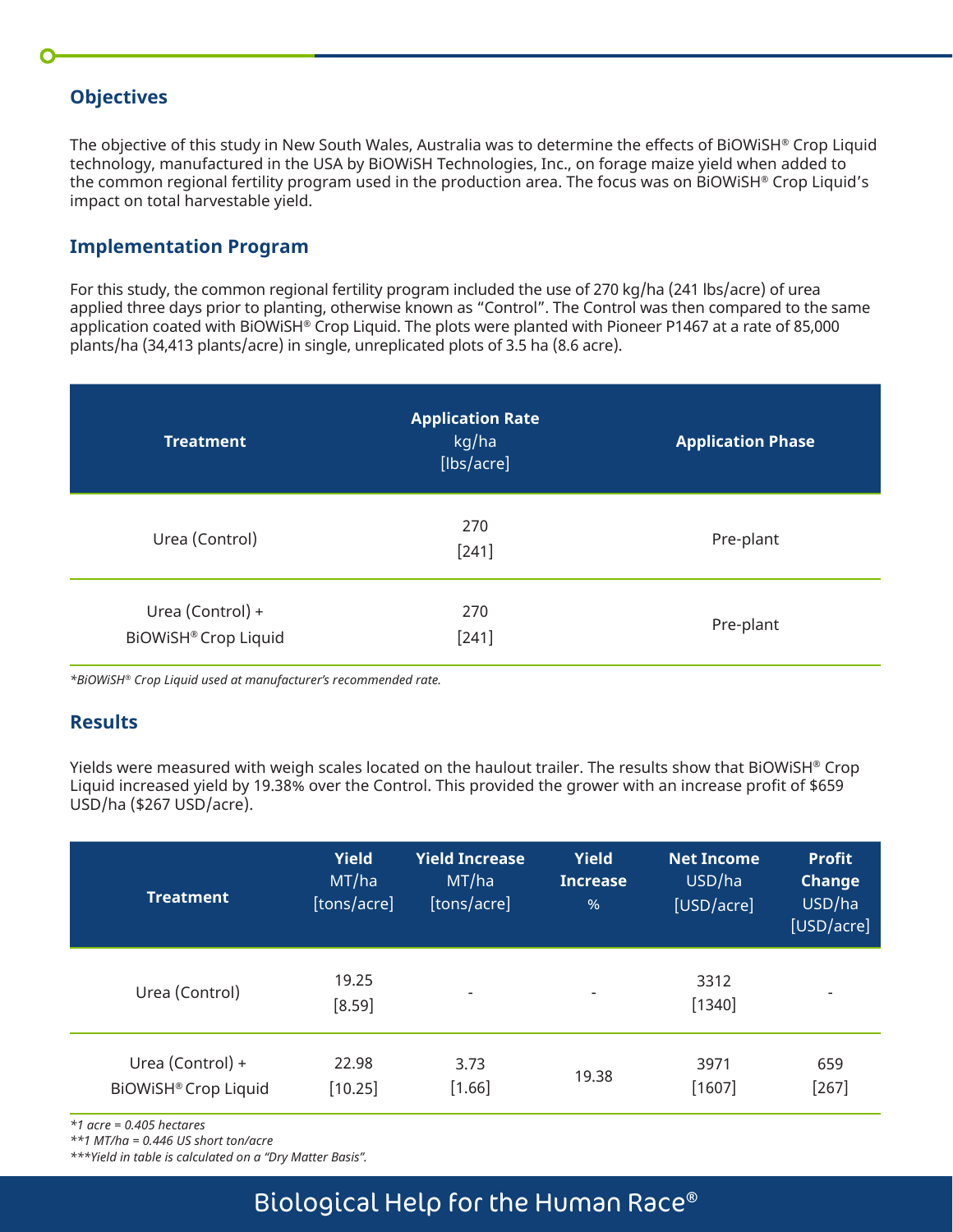## Objectives

The objective of this study in New South Wales, Australia was to determine the effects of BiOWiSH® Crop Liquid technology, manufactured in the USA by BiOWiSH Technologies, Inc., on forage maize yield when added to the common regional fertility program used in the production area. The focus was on BiOWiSH® Crop Liquid's impact on total harvestable yield.

## Implementation Program

For this study, the common regional fertility program included the use of 270 kg/ha (241 lbs/acre) of urea applied three days prior to planting, otherwise known as "Control". The Control was then compared to the same application coated with BiOWiSH® Crop Liquid. The plots were planted with Pioneer P1467 at a rate of 85,000 plants/ha (34,413 plants/acre) in single, unreplicated plots of 3.5 ha (8.6 acre).

| Treatment | Application Rate kg/ha [lbs/acre] | Application Phase |
|---|---|---|
| Urea (Control) | 270 [241] | Pre-plant |
| Urea (Control) + BiOWiSH® Crop Liquid | 270 [241] | Pre-plant |

*\*BiOWiSH® Crop Liquid used at manufacturer's recommended rate.*

## Results

Yields were measured with weigh scales located on the haulout trailer. The results show that BiOWiSH® Crop Liquid increased yield by 19.38% over the Control. This provided the grower with an increase profit of $659 USD/ha ($267 USD/acre).

| Treatment | Yield MT/ha [tons/acre] | Yield Increase MT/ha [tons/acre] | Yield Increase % | Net Income USD/ha [USD/acre] | Profit Change USD/ha [USD/acre] |
|---|---|---|---|---|---|
| Urea (Control) | 19.25 [8.59] | - | - | 3312 [1340] | - |
| Urea (Control) + BiOWiSH® Crop Liquid | 22.98 [10.25] | 3.73 [1.66] | 19.38 | 3971 [1607] | 659 [267] |

*\*1 acre = 0.405 hectares*
*\*\*1 MT/ha = 0.446 US short ton/acre*
*\*\*\*Yield in table is calculated on a "Dry Matter Basis".*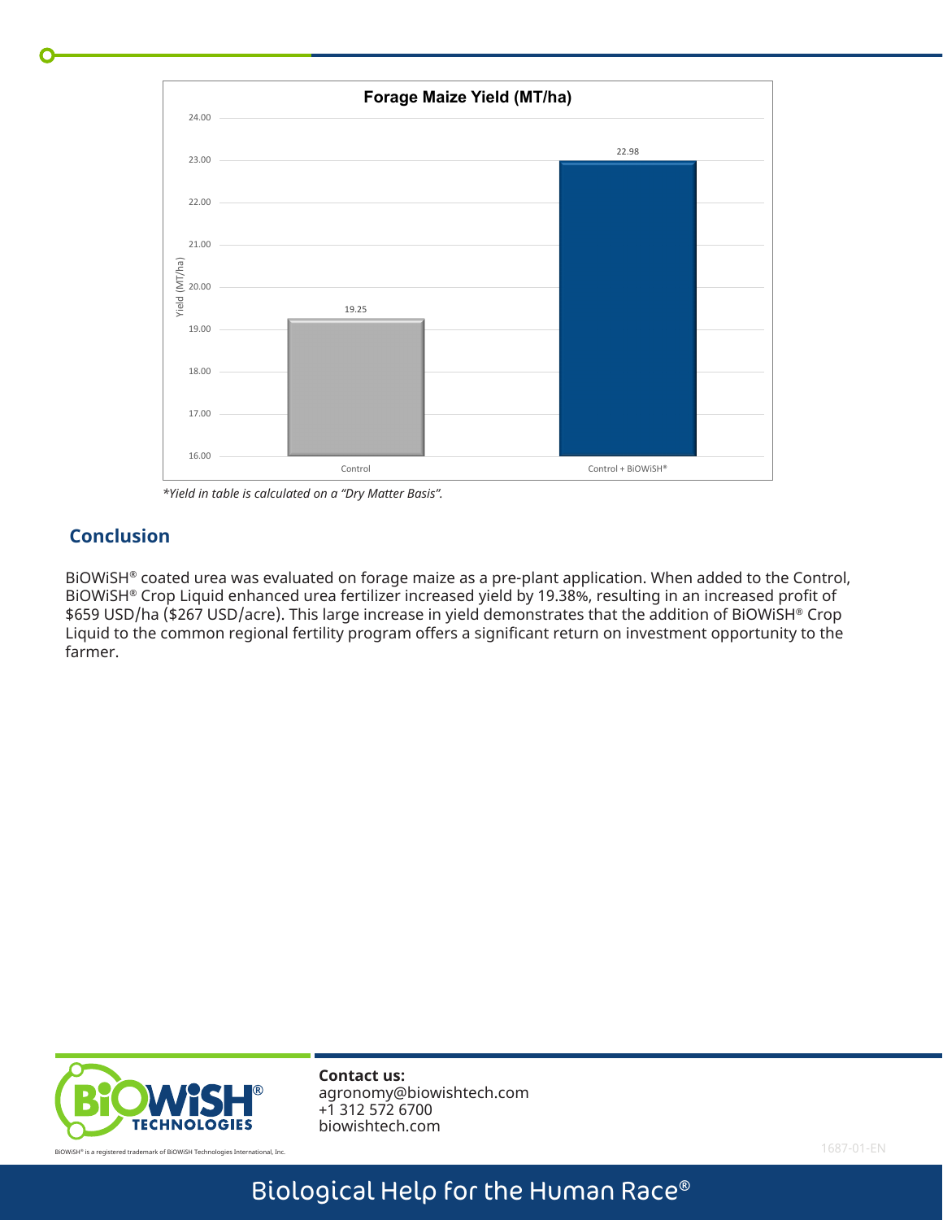Forage Maize Yield (MT/ha)

Yield (MT/ha)

24.00
23.00
22.00
21.00
20.00
19.00
18.00
17.00
16.00

19.25
22.98

Control
Control + BiOWiSH®

*Yield in table is calculated on a "Dry Matter Basis".*

## Conclusion

BiOWiSH® coated urea was evaluated on forage maize as a pre-plant application. When added to the Control, BiOWiSH® Crop Liquid enhanced urea fertilizer increased yield by 19.38%, resulting in an increased profit of $659 USD/ha ($267 USD/acre). This large increase in yield demonstrates that the addition of BiOWiSH® Crop Liquid to the common regional fertility program offers a significant return on investment opportunity to the farmer.

BiOWiSH® is a registered trademark of BiOWiSH Technologies International, Inc.

**Contact us:**
agronomy@biowishtech.com
+1 312 572 6700
biowishtech.com

1687-01-EN

Biological Help for the Human Race®